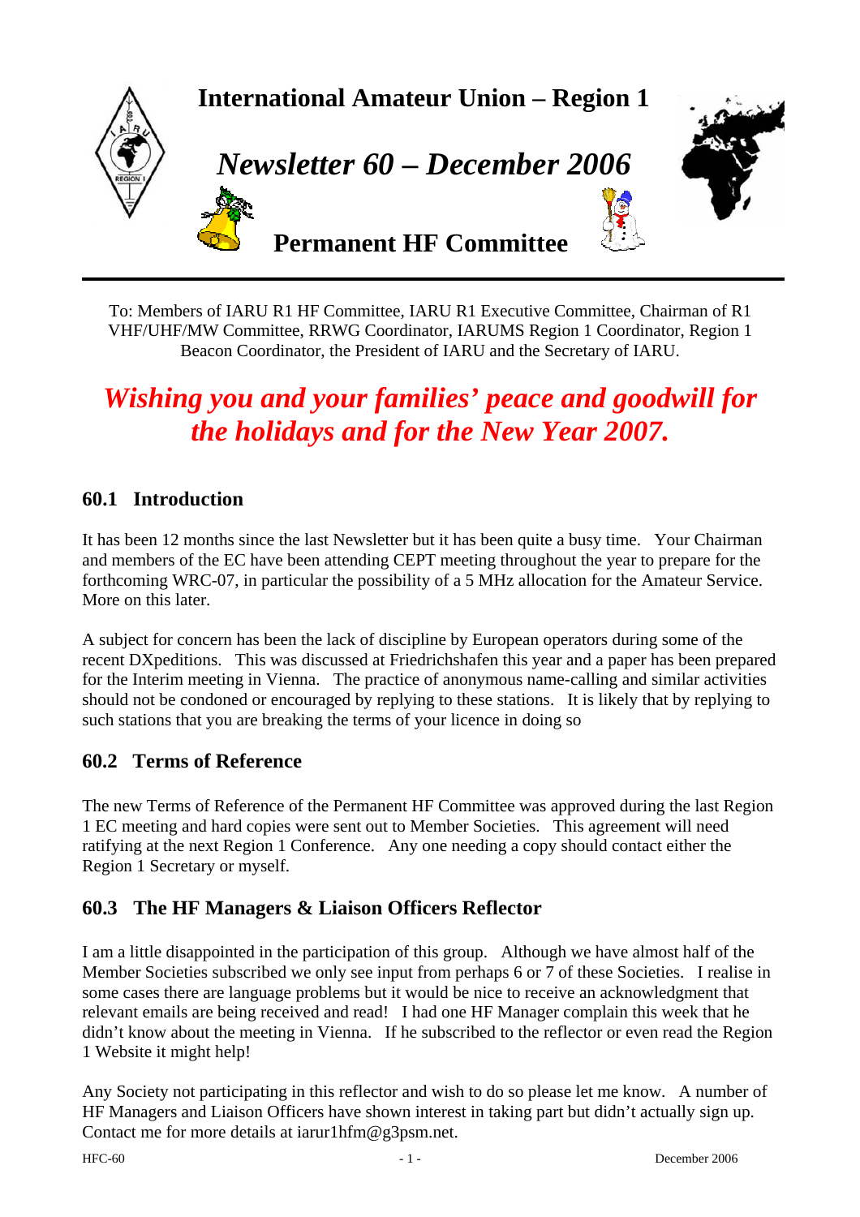# International Amateur Union – Region 1

## *Newsletter 60 – December 2006*

## Permanent HF Committee

To: Members of IARU R1 HF Committee, IARU R1 Executive Committee, Chairman of R1 VHF/UHF/MW Committee, RRWG Coordinator, IARUMS Region 1 Coordinator, Region 1 Beacon Coordinator, the President of IARU and the Secretary of IARU.

***Wishing you and your families' peace and goodwill for the holidays and for the New Year 2007.***

## 60.1 Introduction

It has been 12 months since the last Newsletter but it has been quite a busy time. Your Chairman and members of the EC have been attending CEPT meeting throughout the year to prepare for the forthcoming WRC-07, in particular the possibility of a 5 MHz allocation for the Amateur Service. More on this later.

A subject for concern has been the lack of discipline by European operators during some of the recent DXpeditions. This was discussed at Friedrichshafen this year and a paper has been prepared for the Interim meeting in Vienna. The practice of anonymous name-calling and similar activities should not be condoned or encouraged by replying to these stations. It is likely that by replying to such stations that you are breaking the terms of your licence in doing so

## 60.2 Terms of Reference

The new Terms of Reference of the Permanent HF Committee was approved during the last Region 1 EC meeting and hard copies were sent out to Member Societies. This agreement will need ratifying at the next Region 1 Conference. Any one needing a copy should contact either the Region 1 Secretary or myself.

## 60.3 The HF Managers & Liaison Officers Reflector

I am a little disappointed in the participation of this group. Although we have almost half of the Member Societies subscribed we only see input from perhaps 6 or 7 of these Societies. I realise in some cases there are language problems but it would be nice to receive an acknowledgment that relevant emails are being received and read! I had one HF Manager complain this week that he didn't know about the meeting in Vienna. If he subscribed to the reflector or even read the Region 1 Website it might help!

Any Society not participating in this reflector and wish to do so please let me know. A number of HF Managers and Liaison Officers have shown interest in taking part but didn't actually sign up. Contact me for more details at iarur1hfm@g3psm.net.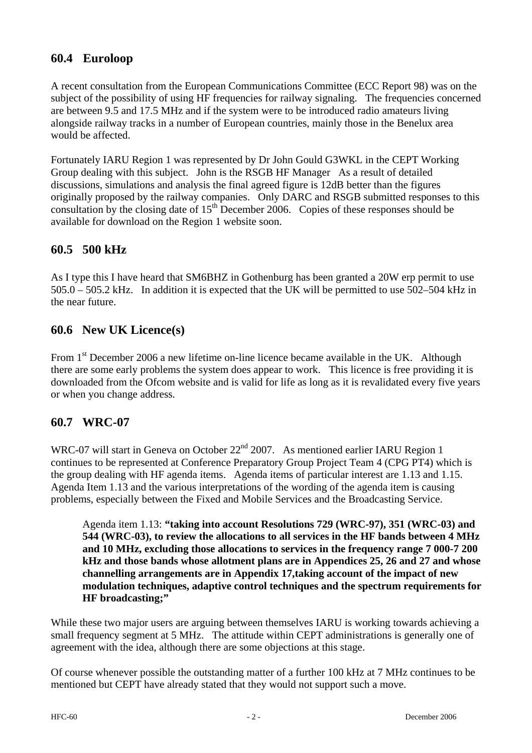## 60.4 Euroloop

A recent consultation from the European Communications Committee (ECC Report 98) was on the subject of the possibility of using HF frequencies for railway signaling. The frequencies concerned are between 9.5 and 17.5 MHz and if the system were to be introduced radio amateurs living alongside railway tracks in a number of European countries, mainly those in the Benelux area would be affected.

Fortunately IARU Region 1 was represented by Dr John Gould G3WKL in the CEPT Working Group dealing with this subject. John is the RSGB HF Manager As a result of detailed discussions, simulations and analysis the final agreed figure is 12dB better than the figures originally proposed by the railway companies. Only DARC and RSGB submitted responses to this consultation by the closing date of 15th December 2006. Copies of these responses should be available for download on the Region 1 website soon.

## 60.5 500 kHz

As I type this I have heard that SM6BHZ in Gothenburg has been granted a 20W erp permit to use 505.0 – 505.2 kHz. In addition it is expected that the UK will be permitted to use 502–504 kHz in the near future.

## 60.6 New UK Licence(s)

From 1st December 2006 a new lifetime on-line licence became available in the UK. Although there are some early problems the system does appear to work. This licence is free providing it is downloaded from the Ofcom website and is valid for life as long as it is revalidated every five years or when you change address.

## 60.7 WRC-07

WRC-07 will start in Geneva on October 22nd 2007. As mentioned earlier IARU Region 1 continues to be represented at Conference Preparatory Group Project Team 4 (CPG PT4) which is the group dealing with HF agenda items. Agenda items of particular interest are 1.13 and 1.15. Agenda Item 1.13 and the various interpretations of the wording of the agenda item is causing problems, especially between the Fixed and Mobile Services and the Broadcasting Service.

> Agenda item 1.13: **"taking into account Resolutions 729 (WRC-97), 351 (WRC-03) and 544 (WRC-03), to review the allocations to all services in the HF bands between 4 MHz and 10 MHz, excluding those allocations to services in the frequency range 7 000-7 200 kHz and those bands whose allotment plans are in Appendices 25, 26 and 27 and whose channelling arrangements are in Appendix 17,taking account of the impact of new modulation techniques, adaptive control techniques and the spectrum requirements for HF broadcasting;"**

While these two major users are arguing between themselves IARU is working towards achieving a small frequency segment at 5 MHz. The attitude within CEPT administrations is generally one of agreement with the idea, although there are some objections at this stage.

Of course whenever possible the outstanding matter of a further 100 kHz at 7 MHz continues to be mentioned but CEPT have already stated that they would not support such a move.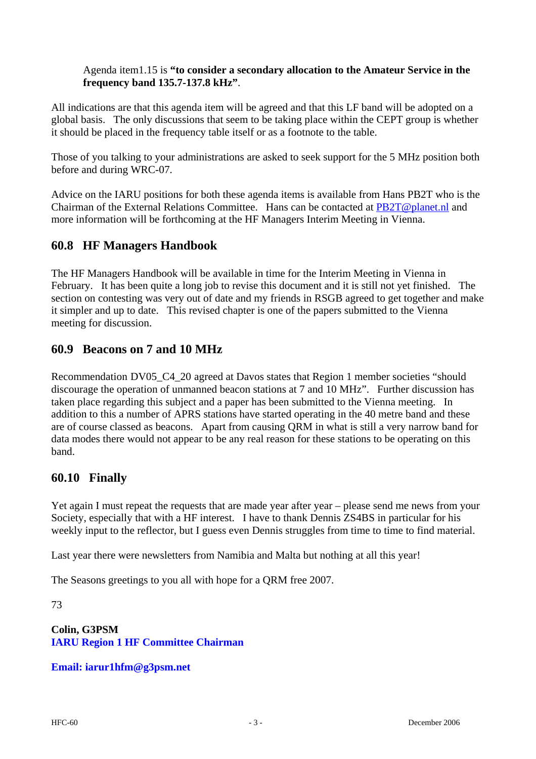Agenda item1.15 is **"to consider a secondary allocation to the Amateur Service in the frequency band 135.7-137.8 kHz"**.

All indications are that this agenda item will be agreed and that this LF band will be adopted on a global basis. The only discussions that seem to be taking place within the CEPT group is whether it should be placed in the frequency table itself or as a footnote to the table.

Those of you talking to your administrations are asked to seek support for the 5 MHz position both before and during WRC-07.

Advice on the IARU positions for both these agenda items is available from Hans PB2T who is the Chairman of the External Relations Committee. Hans can be contacted at PB2T@planet.nl and more information will be forthcoming at the HF Managers Interim Meeting in Vienna.

## 60.8 HF Managers Handbook

The HF Managers Handbook will be available in time for the Interim Meeting in Vienna in February. It has been quite a long job to revise this document and it is still not yet finished. The section on contesting was very out of date and my friends in RSGB agreed to get together and make it simpler and up to date. This revised chapter is one of the papers submitted to the Vienna meeting for discussion.

## 60.9 Beacons on 7 and 10 MHz

Recommendation DV05_C4_20 agreed at Davos states that Region 1 member societies "should discourage the operation of unmanned beacon stations at 7 and 10 MHz". Further discussion has taken place regarding this subject and a paper has been submitted to the Vienna meeting. In addition to this a number of APRS stations have started operating in the 40 metre band and these are of course classed as beacons. Apart from causing QRM in what is still a very narrow band for data modes there would not appear to be any real reason for these stations to be operating on this band.

## 60.10 Finally

Yet again I must repeat the requests that are made year after year – please send me news from your Society, especially that with a HF interest. I have to thank Dennis ZS4BS in particular for his weekly input to the reflector, but I guess even Dennis struggles from time to time to find material.

Last year there were newsletters from Namibia and Malta but nothing at all this year!

The Seasons greetings to you all with hope for a QRM free 2007.

73

**Colin, G3PSM**
**IARU Region 1 HF Committee Chairman**

**Email: iarur1hfm@g3psm.net**